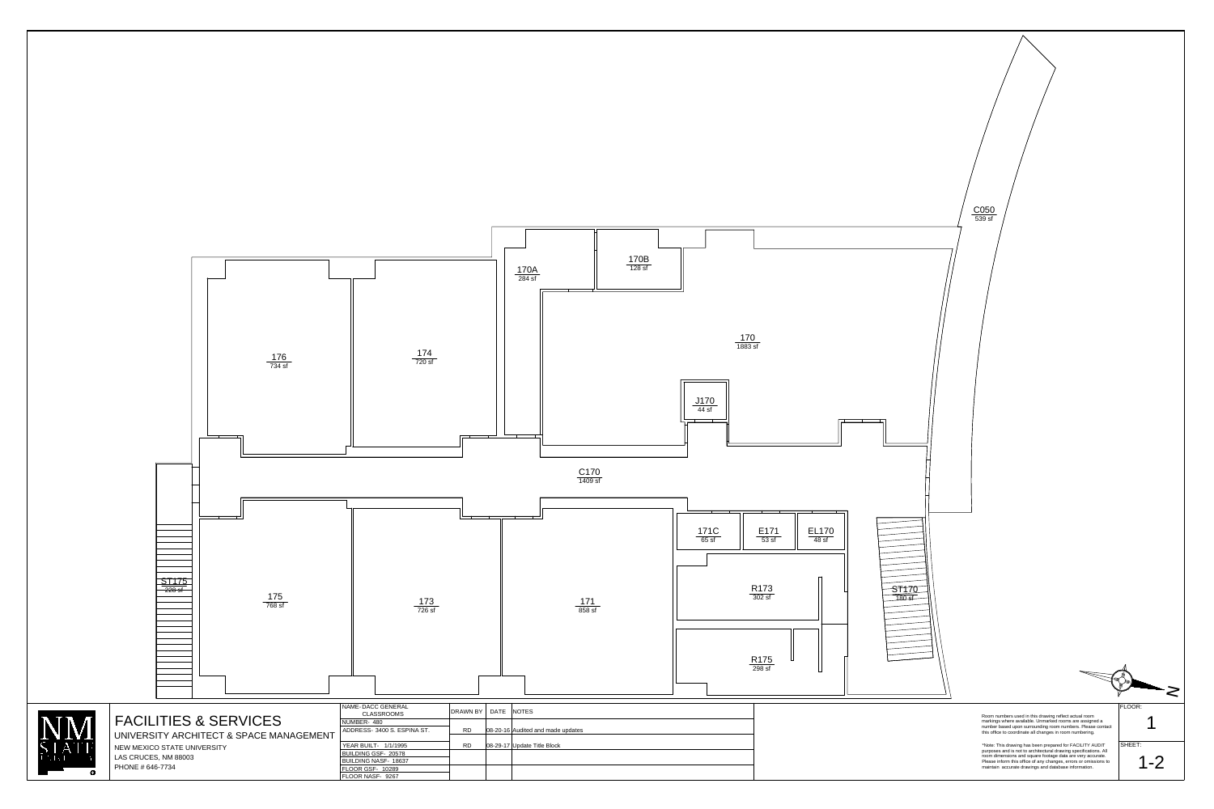| Room | Area |
|---|---|
| C050 | 539 sf |
| 170A | 284 sf |
| 170B | 128 sf |
| 170 | 1883 sf |
| J170 | 44 sf |
| 176 | 734 sf |
| 174 | 720 sf |
| C170 | 1409 sf |
| 171C | 65 sf |
| E171 | 53 sf |
| EL170 | 48 sf |
| ST175 | 228 sf |
| 175 | 768 sf |
| 173 | 726 sf |
| 171 | 858 sf |
| R173 | 302 sf |
| R175 | 298 sf |
| ST170 | 180 sf |

N

# FACILITIES & SERVICES

UNIVERSITY ARCHITECT & SPACE MANAGEMENT

NEW MEXICO STATE UNIVERSITY
LAS CRUCES, NM 88003
PHONE # 646-7734

| | DRAWN BY | DATE | NOTES |
|---|---|---|---|
| NAME- DACC GENERAL CLASSROOMS | | | |
| NUMBER- 480 | | | |
| ADDRESS- 3400 S. ESPINA ST. | RD | 08-20-16 | Audited and made updates |
| YEAR BUILT- 1/1/1995 | RD | 08-29-17 | Update Title Block |
| BUILDING GSF- 20578 | | | |
| BUILDING NASF- 18637 | | | |
| FLOOR GSF- 10289 | | | |
| FLOOR NASF- 9267 | | | |

Room numbers used in this drawing reflect actual room markings where available. Unmarked rooms are assigned a number based upon surrounding room numbers. Please contact this office to coordinate all changes in room numbering.

*Note: This drawing has been prepared for FACILITY AUDIT purposes and is not to architectural drawing specifications. All room dimensions and square footage data are very accurate. Please inform this office of any changes, errors or omissions to maintain accurate drawings and database information.

FLOOR: 1

SHEET: 1-2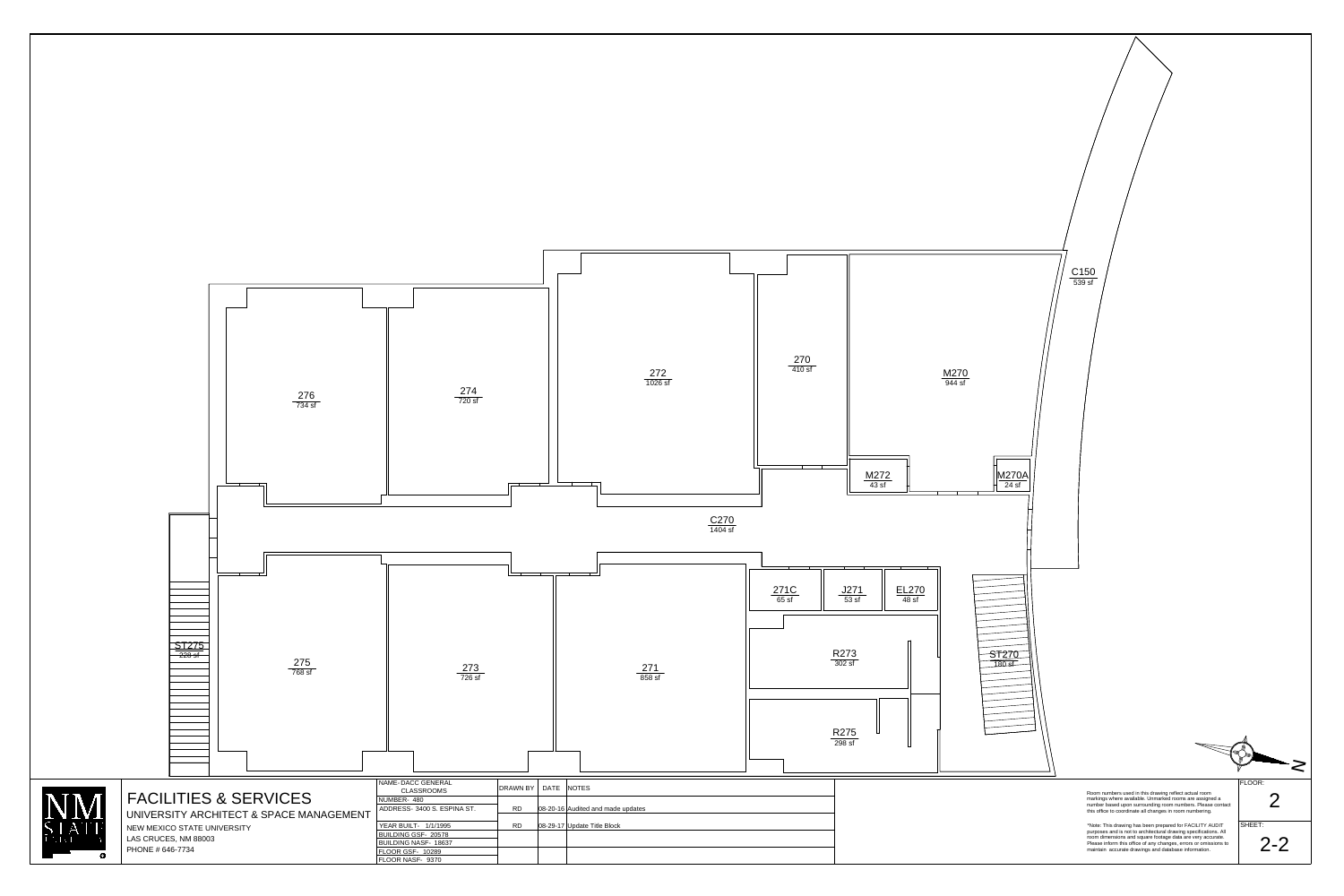276
734 sf

274
720 sf

272
1026 sf

270
410 sf

M270
944 sf

C150
539 sf

M272
43 sf

M270A
24 sf

C270
1404 sf

271C
65 sf

J271
53 sf

EL270
48 sf

ST275
228 sf

275
768 sf

273
726 sf

271
858 sf

R273
302 sf

ST270
180 sf

R275
298 sf

N

# FACILITIES & SERVICES

UNIVERSITY ARCHITECT & SPACE MANAGEMENT

NEW MEXICO STATE UNIVERSITY

LAS CRUCES, NM 88003

PHONE # 646-7734

| | DRAWN BY | DATE | NOTES |
|---|---|---|---|
| NAME- DACC GENERAL CLASSROOMS | | | |
| NUMBER- 480 | | | |
| ADDRESS- 3400 S. ESPINA ST. | RD | 08-20-16 | Audited and made updates |
| YEAR BUILT- 1/1/1995 | RD | 08-29-17 | Update Title Block |
| BUILDING GSF- 20578 | | | |
| BUILDING NASF- 18637 | | | |
| FLOOR GSF- 10289 | | | |
| FLOOR NASF- 9370 | | | |

Room numbers used in this drawing reflect actual room markings where available. Unmarked rooms are assigned a number based upon surrounding room numbers. Please contact this office to coordinate all changes in room numbering.

*Note: This drawing has been prepared for FACILITY AUDIT purposes and is not to architectural drawing specifications. All room dimensions and square footage data are very accurate. Please inform this office of any changes, errors or omissions to maintain accurate drawings and database information.

FLOOR:
2

SHEET:
2-2